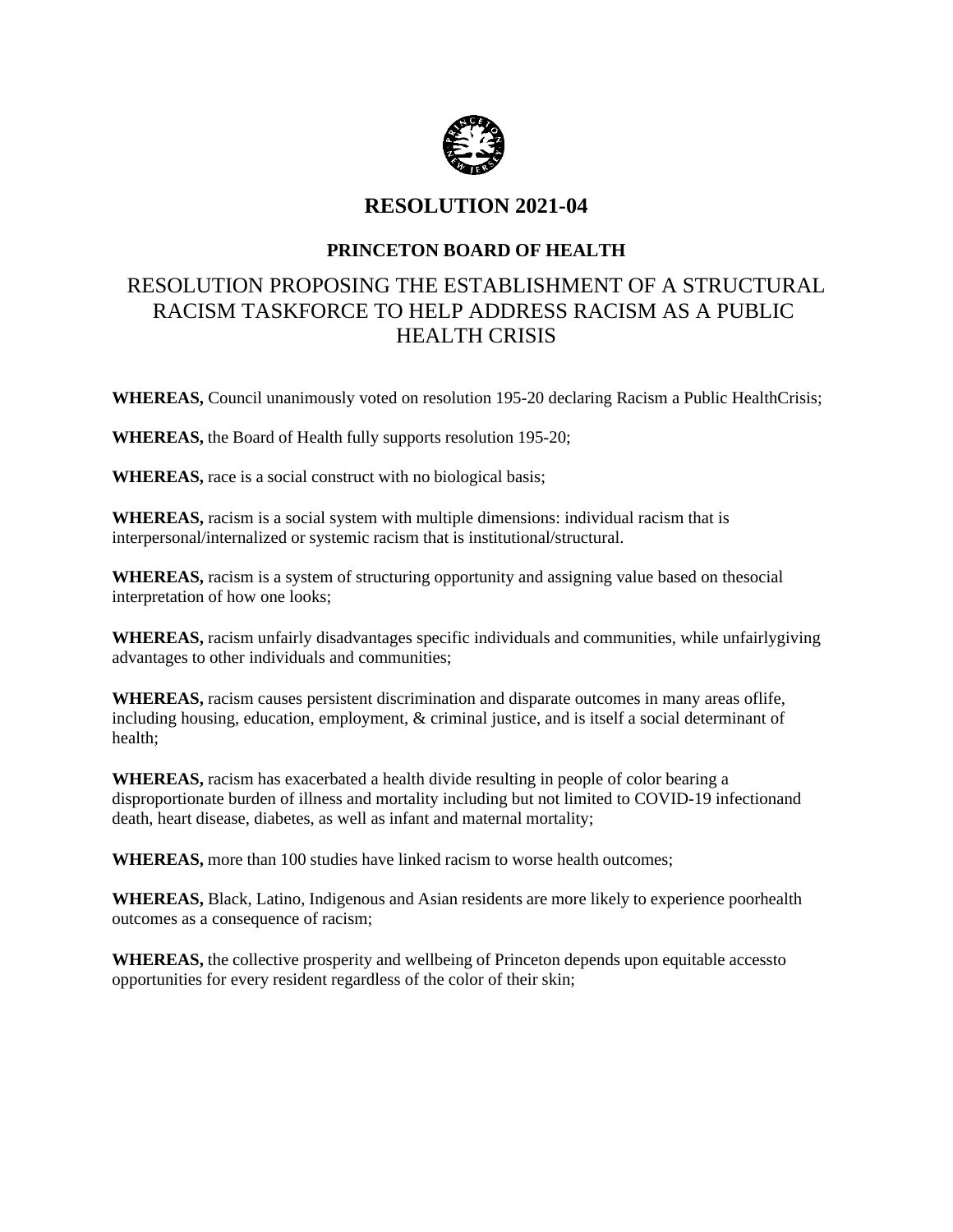# RESOLUTION 2021-04

## PRINCETON BOARD OF HEALTH

## RESOLUTION PROPOSING THE ESTABLISHMENT OF A STRUCTURAL RACISM TASKFORCE TO HELP ADDRESS RACISM AS A PUBLIC HEALTH CRISIS

**WHEREAS,** Council unanimously voted on resolution 195-20 declaring Racism a Public HealthCrisis;

**WHEREAS,** the Board of Health fully supports resolution 195-20;

**WHEREAS,** race is a social construct with no biological basis;

**WHEREAS,** racism is a social system with multiple dimensions: individual racism that is interpersonal/internalized or systemic racism that is institutional/structural.

**WHEREAS,** racism is a system of structuring opportunity and assigning value based on thesocial interpretation of how one looks;

**WHEREAS,** racism unfairly disadvantages specific individuals and communities, while unfairlygiving advantages to other individuals and communities;

**WHEREAS,** racism causes persistent discrimination and disparate outcomes in many areas oflife, including housing, education, employment, & criminal justice, and is itself a social determinant of health;

**WHEREAS,** racism has exacerbated a health divide resulting in people of color bearing a disproportionate burden of illness and mortality including but not limited to COVID-19 infectionand death, heart disease, diabetes, as well as infant and maternal mortality;

**WHEREAS,** more than 100 studies have linked racism to worse health outcomes;

**WHEREAS,** Black, Latino, Indigenous and Asian residents are more likely to experience poorhealth outcomes as a consequence of racism;

**WHEREAS,** the collective prosperity and wellbeing of Princeton depends upon equitable accessto opportunities for every resident regardless of the color of their skin;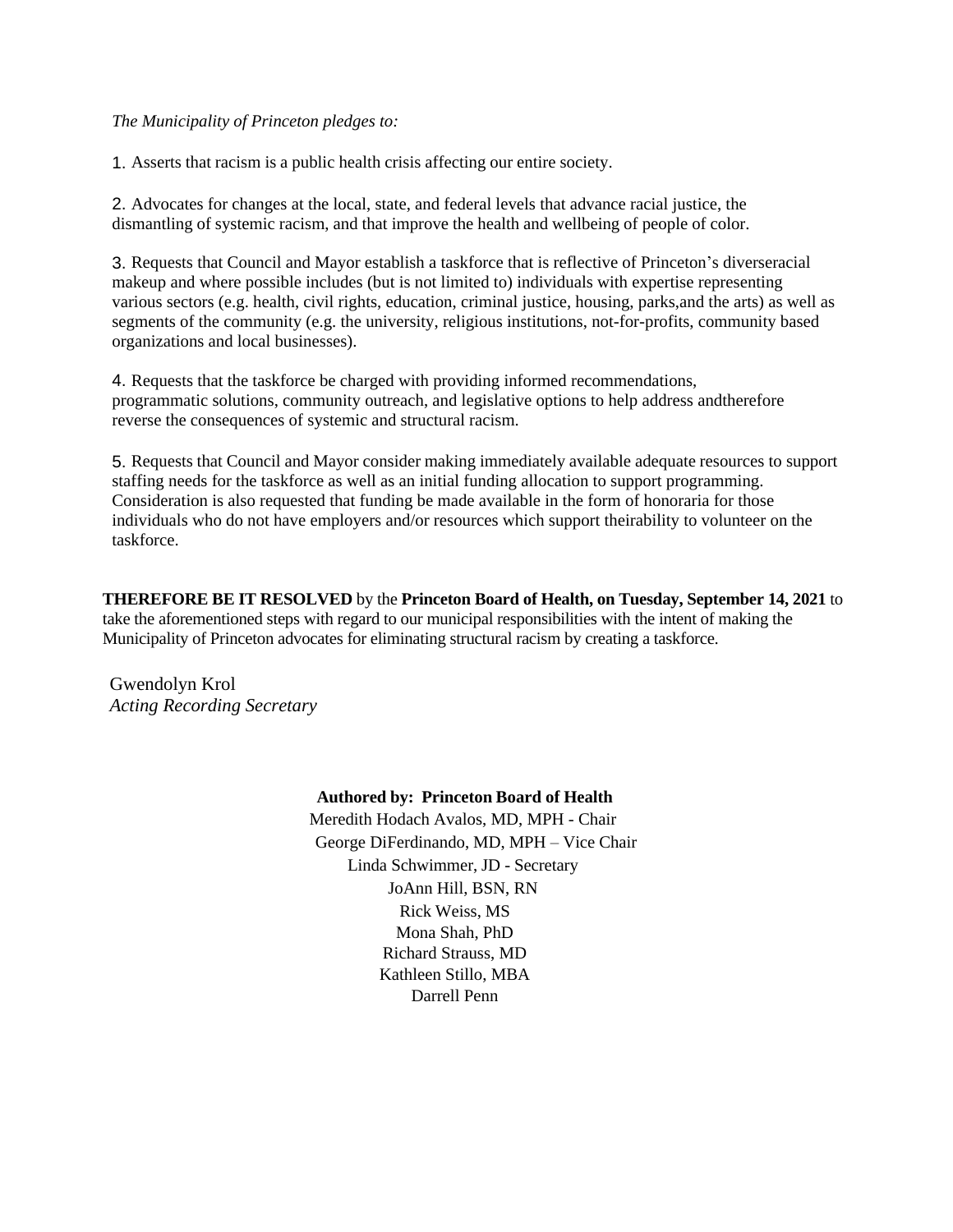*The Municipality of Princeton pledges to:*

1. Asserts that racism is a public health crisis affecting our entire society.

2. Advocates for changes at the local, state, and federal levels that advance racial justice, the dismantling of systemic racism, and that improve the health and wellbeing of people of color.

3. Requests that Council and Mayor establish a taskforce that is reflective of Princeton's diverseracial makeup and where possible includes (but is not limited to) individuals with expertise representing various sectors (e.g. health, civil rights, education, criminal justice, housing, parks,and the arts) as well as segments of the community (e.g. the university, religious institutions, not-for-profits, community based organizations and local businesses).

4. Requests that the taskforce be charged with providing informed recommendations, programmatic solutions, community outreach, and legislative options to help address andtherefore reverse the consequences of systemic and structural racism.

5. Requests that Council and Mayor consider making immediately available adequate resources to support staffing needs for the taskforce as well as an initial funding allocation to support programming. Consideration is also requested that funding be made available in the form of honoraria for those individuals who do not have employers and/or resources which support theirability to volunteer on the taskforce.

**THEREFORE BE IT RESOLVED** by the **Princeton Board of Health, on Tuesday, September 14, 2021** to take the aforementioned steps with regard to our municipal responsibilities with the intent of making the Municipality of Princeton advocates for eliminating structural racism by creating a taskforce.

Gwendolyn Krol
*Acting Recording Secretary*

**Authored by: Princeton Board of Health**
Meredith Hodach Avalos, MD, MPH - Chair
George DiFerdinando, MD, MPH – Vice Chair
Linda Schwimmer, JD - Secretary
JoAnn Hill, BSN, RN
Rick Weiss, MS
Mona Shah, PhD
Richard Strauss, MD
Kathleen Stillo, MBA
Darrell Penn